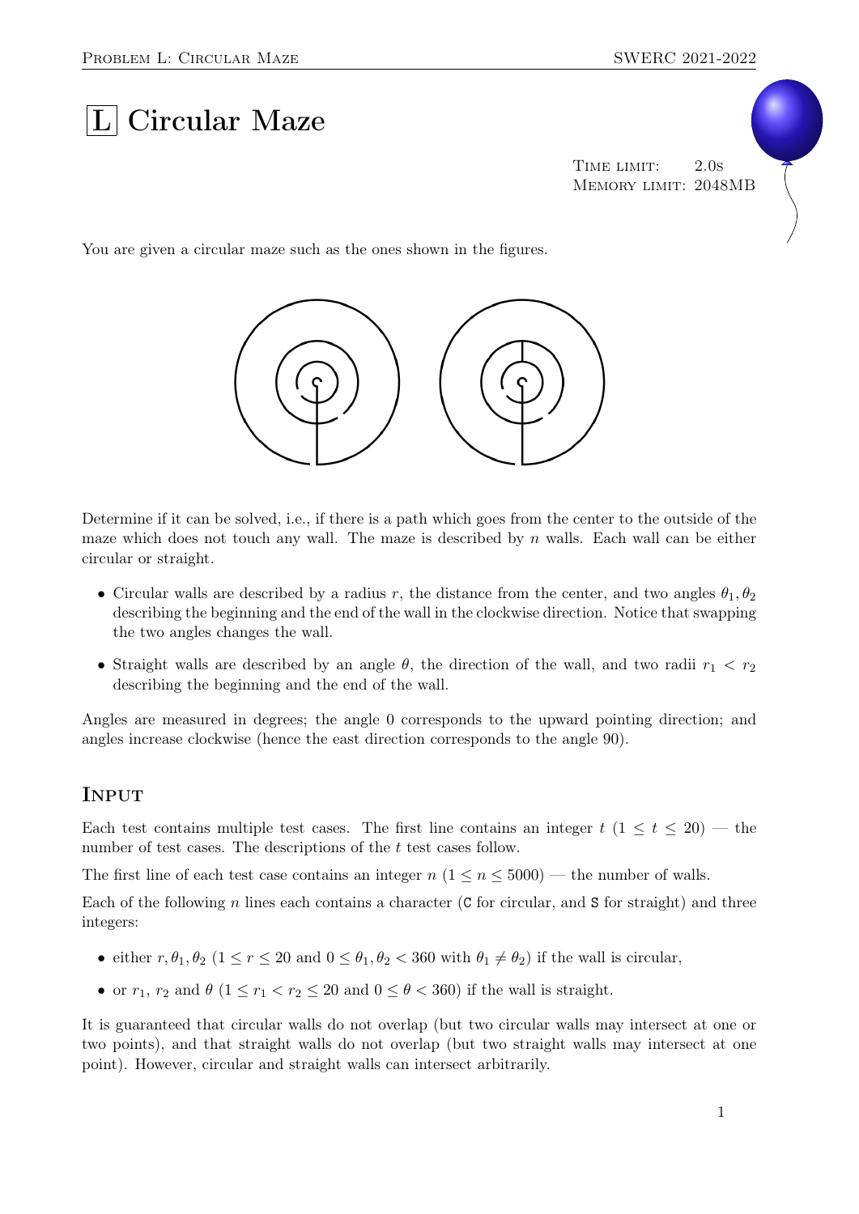# L Circular Maze

Time limit: 2.0s
Memory limit: 2048MB

You are given a circular maze such as the ones shown in the figures.

Determine if it can be solved, i.e., if there is a path which goes from the center to the outside of the maze which does not touch any wall. The maze is described by $n$ walls. Each wall can be either circular or straight.

- Circular walls are described by a radius $r$, the distance from the center, and two angles $\theta_1, \theta_2$ describing the beginning and the end of the wall in the clockwise direction. Notice that swapping the two angles changes the wall.
- Straight walls are described by an angle $\theta$, the direction of the wall, and two radii $r_1 < r_2$ describing the beginning and the end of the wall.

Angles are measured in degrees; the angle 0 corresponds to the upward pointing direction; and angles increase clockwise (hence the east direction corresponds to the angle 90).

## Input

Each test contains multiple test cases. The first line contains an integer $t$ ($1 \le t \le 20$) — the number of test cases. The descriptions of the $t$ test cases follow.

The first line of each test case contains an integer $n$ ($1 \le n \le 5000$) — the number of walls.

Each of the following $n$ lines each contains a character (C for circular, and S for straight) and three integers:

- either $r, \theta_1, \theta_2$ ($1 \le r \le 20$ and $0 \le \theta_1, \theta_2 < 360$ with $\theta_1 \ne \theta_2$) if the wall is circular,
- or $r_1$, $r_2$ and $\theta$ ($1 \le r_1 < r_2 \le 20$ and $0 \le \theta < 360$) if the wall is straight.

It is guaranteed that circular walls do not overlap (but two circular walls may intersect at one or two points), and that straight walls do not overlap (but two straight walls may intersect at one point). However, circular and straight walls can intersect arbitrarily.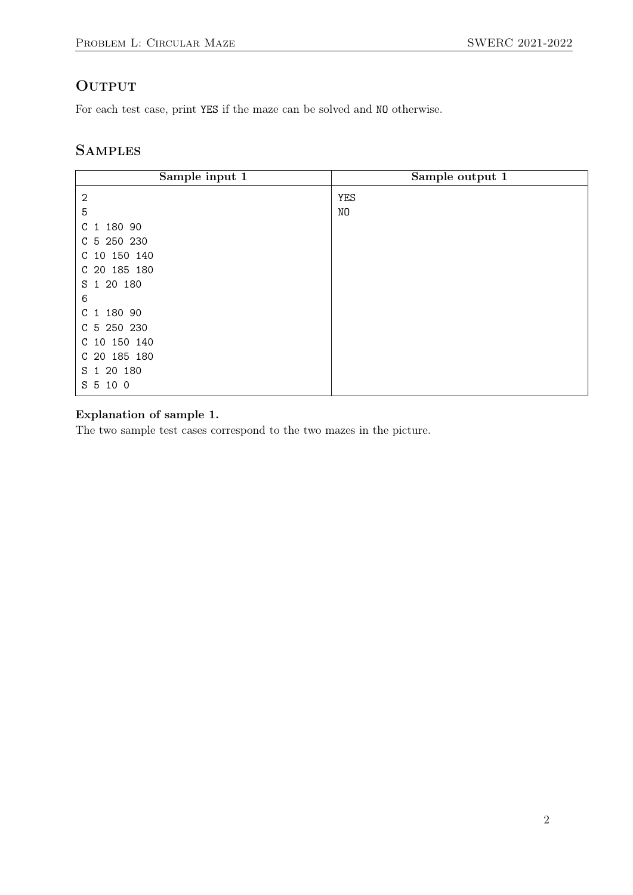## Output

For each test case, print `YES` if the maze can be solved and `NO` otherwise.

## Samples

| Sample input 1 | Sample output 1 |
|---|---|
| <pre>2<br>5<br>C 1 180 90<br>C 5 250 230<br>C 10 150 140<br>C 20 185 180<br>S 1 20 180<br>6<br>C 1 180 90<br>C 5 250 230<br>C 10 150 140<br>C 20 185 180<br>S 1 20 180<br>S 5 10 0</pre> | <pre>YES<br>NO</pre> |

**Explanation of sample 1.**
The two sample test cases correspond to the two mazes in the picture.